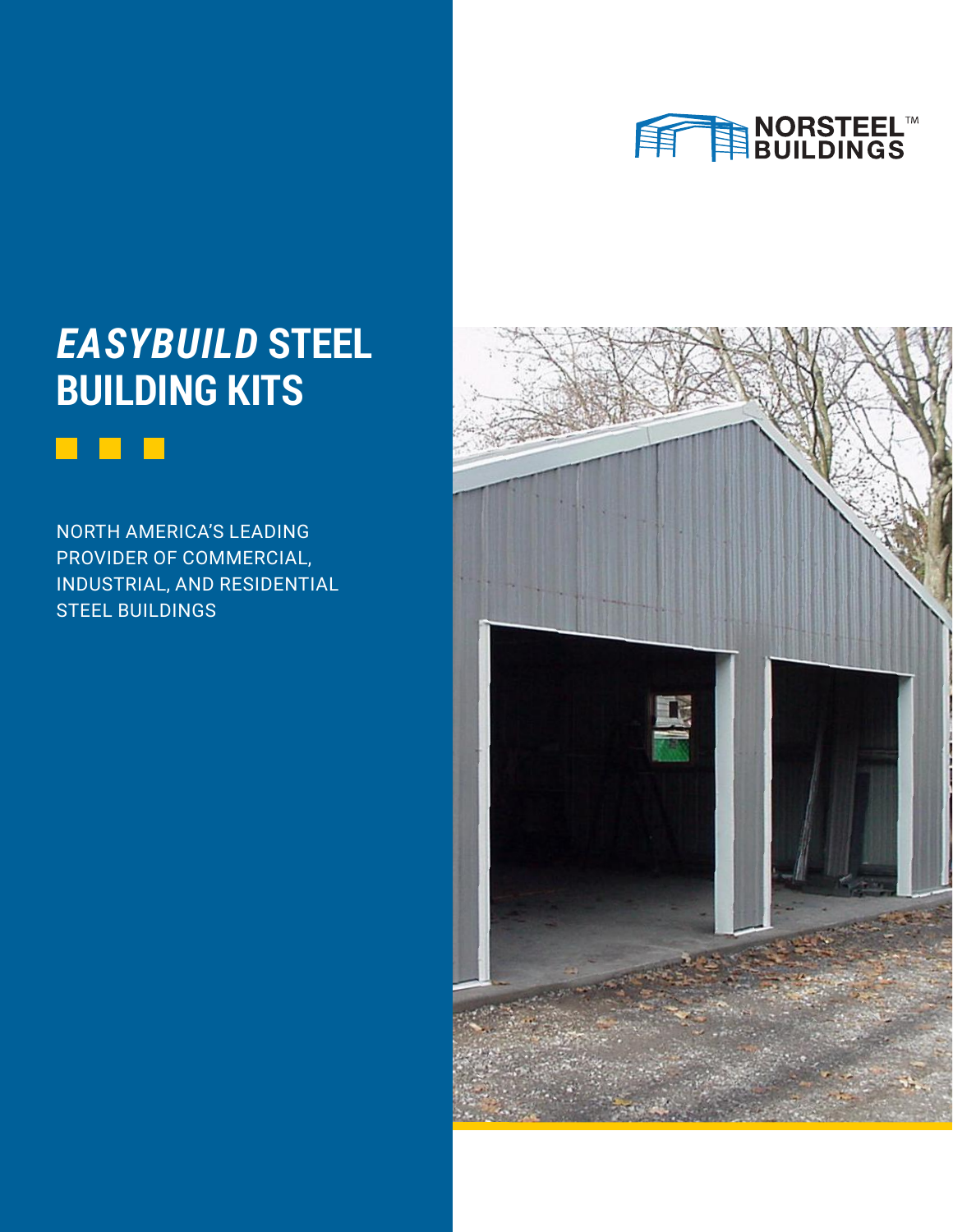NORSTEEL™ BUILDINGS

# *EASYBUILD* STEEL BUILDING KITS

NORTH AMERICA'S LEADING PROVIDER OF COMMERCIAL, INDUSTRIAL, AND RESIDENTIAL STEEL BUILDINGS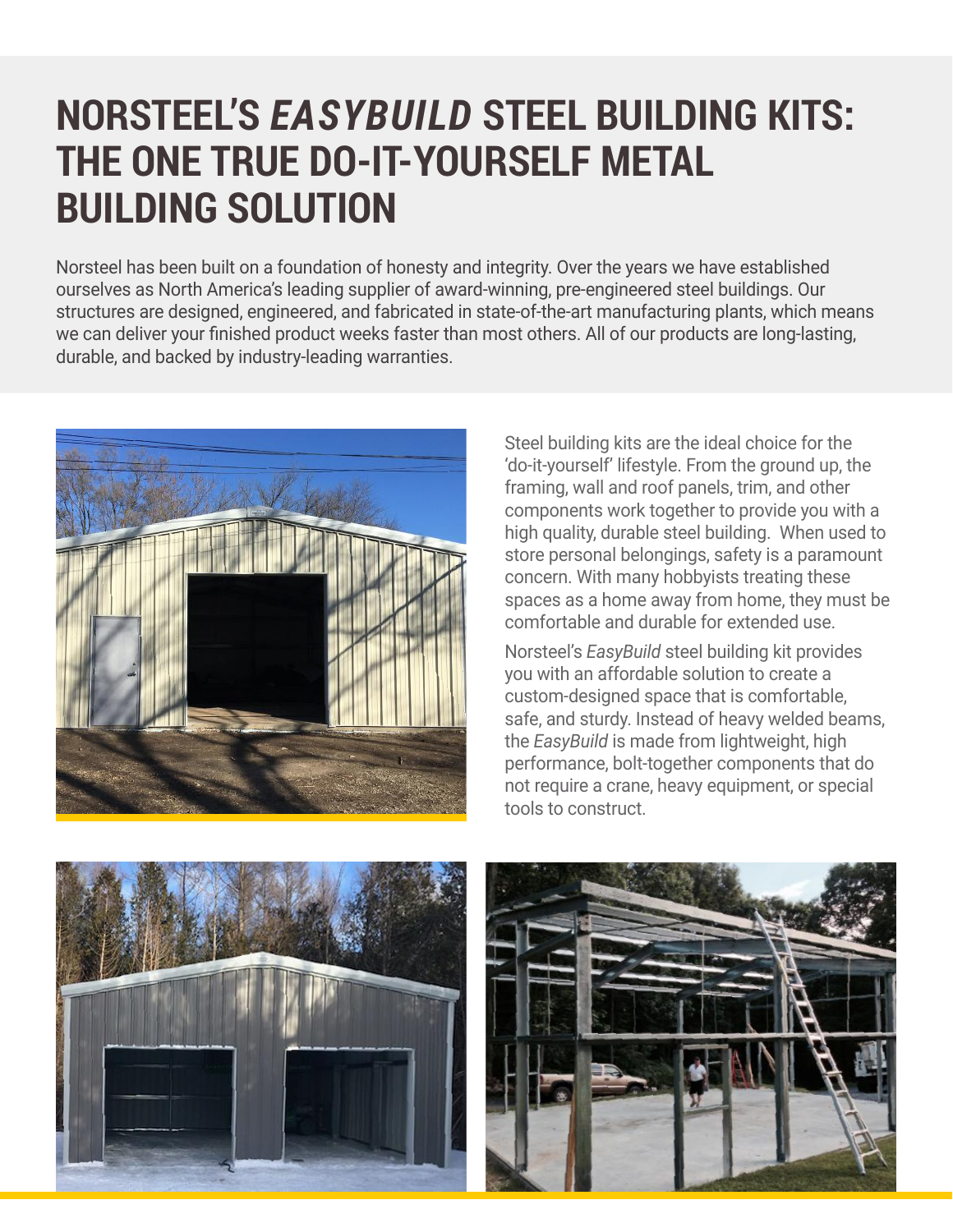# NORSTEEL'S *EASYBUILD* STEEL BUILDING KITS: THE ONE TRUE DO-IT-YOURSELF METAL BUILDING SOLUTION

Norsteel has been built on a foundation of honesty and integrity. Over the years we have established ourselves as North America's leading supplier of award-winning, pre-engineered steel buildings. Our structures are designed, engineered, and fabricated in state-of-the-art manufacturing plants, which means we can deliver your finished product weeks faster than most others. All of our products are long-lasting, durable, and backed by industry-leading warranties.

Steel building kits are the ideal choice for the 'do-it-yourself' lifestyle. From the ground up, the framing, wall and roof panels, trim, and other components work together to provide you with a high quality, durable steel building. When used to store personal belongings, safety is a paramount concern. With many hobbyists treating these spaces as a home away from home, they must be comfortable and durable for extended use.

Norsteel's *EasyBuild* steel building kit provides you with an affordable solution to create a custom-designed space that is comfortable, safe, and sturdy. Instead of heavy welded beams, the *EasyBuild* is made from lightweight, high performance, bolt-together components that do not require a crane, heavy equipment, or special tools to construct.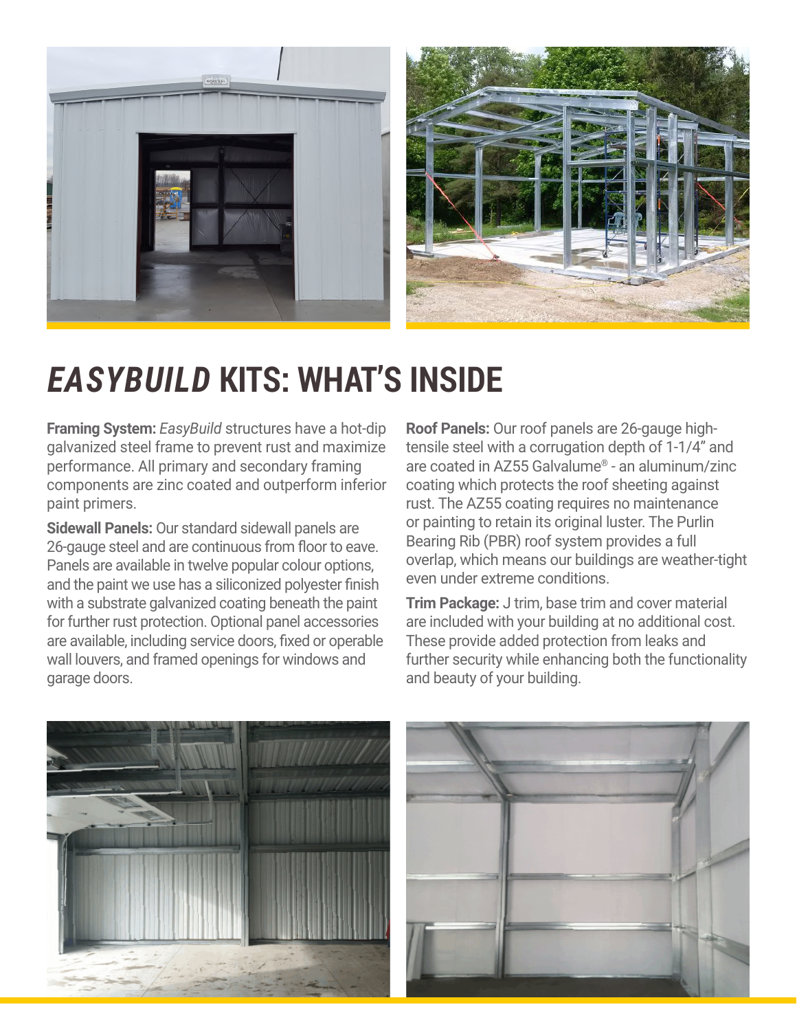# *EASYBUILD* KITS: WHAT'S INSIDE

**Framing System:** *EasyBuild* structures have a hot-dip galvanized steel frame to prevent rust and maximize performance. All primary and secondary framing components are zinc coated and outperform inferior paint primers.

**Sidewall Panels:** Our standard sidewall panels are 26-gauge steel and are continuous from floor to eave. Panels are available in twelve popular colour options, and the paint we use has a siliconized polyester finish with a substrate galvanized coating beneath the paint for further rust protection. Optional panel accessories are available, including service doors, fixed or operable wall louvers, and framed openings for windows and garage doors.

**Roof Panels:** Our roof panels are 26-gauge high-tensile steel with a corrugation depth of 1-1/4" and are coated in AZ55 Galvalume® - an aluminum/zinc coating which protects the roof sheeting against rust. The AZ55 coating requires no maintenance or painting to retain its original luster. The Purlin Bearing Rib (PBR) roof system provides a full overlap, which means our buildings are weather-tight even under extreme conditions.

**Trim Package:** J trim, base trim and cover material are included with your building at no additional cost. These provide added protection from leaks and further security while enhancing both the functionality and beauty of your building.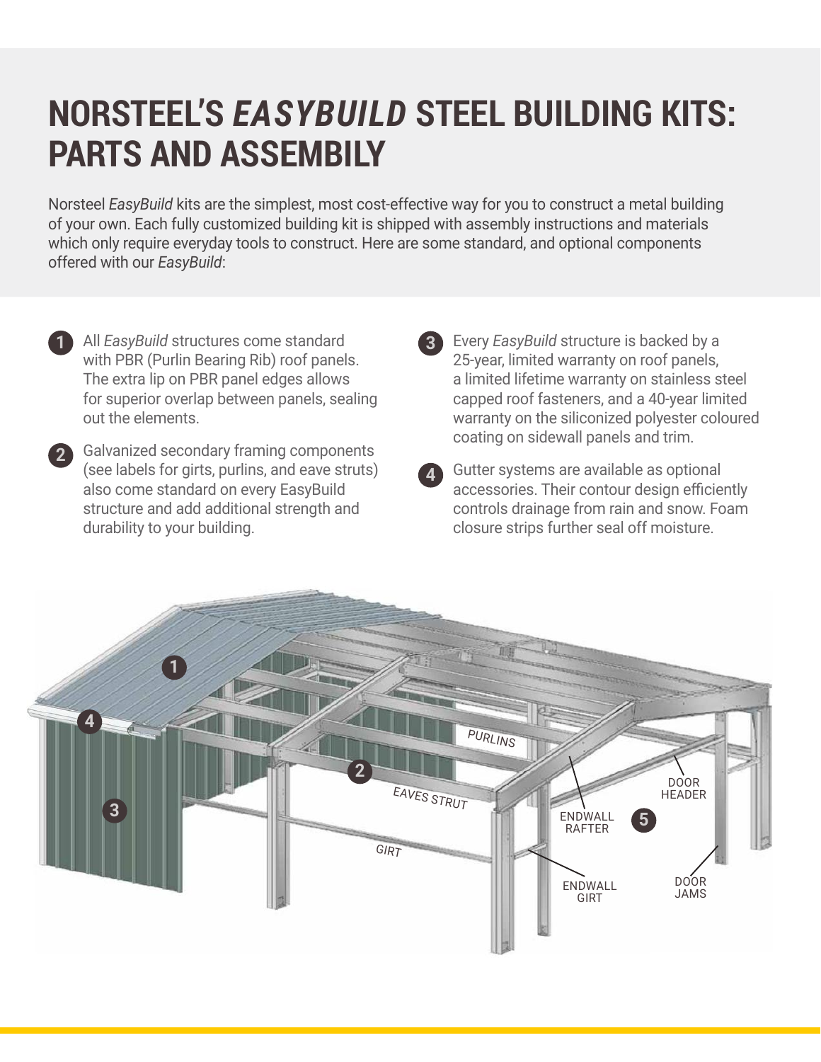# NORSTEEL'S *EASYBUILD* STEEL BUILDING KITS: PARTS AND ASSEMBILY

Norsteel *EasyBuild* kits are the simplest, most cost-effective way for you to construct a metal building of your own. Each fully customized building kit is shipped with assembly instructions and materials which only require everyday tools to construct. Here are some standard, and optional components offered with our *EasyBuild*:

1. All *EasyBuild* structures come standard with PBR (Purlin Bearing Rib) roof panels. The extra lip on PBR panel edges allows for superior overlap between panels, sealing out the elements.

2. Galvanized secondary framing components (see labels for girts, purlins, and eave struts) also come standard on every EasyBuild structure and add additional strength and durability to your building.

3. Every *EasyBuild* structure is backed by a 25-year, limited warranty on roof panels, a limited lifetime warranty on stainless steel capped roof fasteners, and a 40-year limited warranty on the siliconized polyester coloured coating on sidewall panels and trim.

4. Gutter systems are available as optional accessories. Their contour design efficiently controls drainage from rain and snow. Foam closure strips further seal off moisture.

1

4

3

PURLINS

2

EAVES STRUT

GIRT

ENDWALL RAFTER

5

DOOR HEADER

ENDWALL GIRT

DOOR JAMS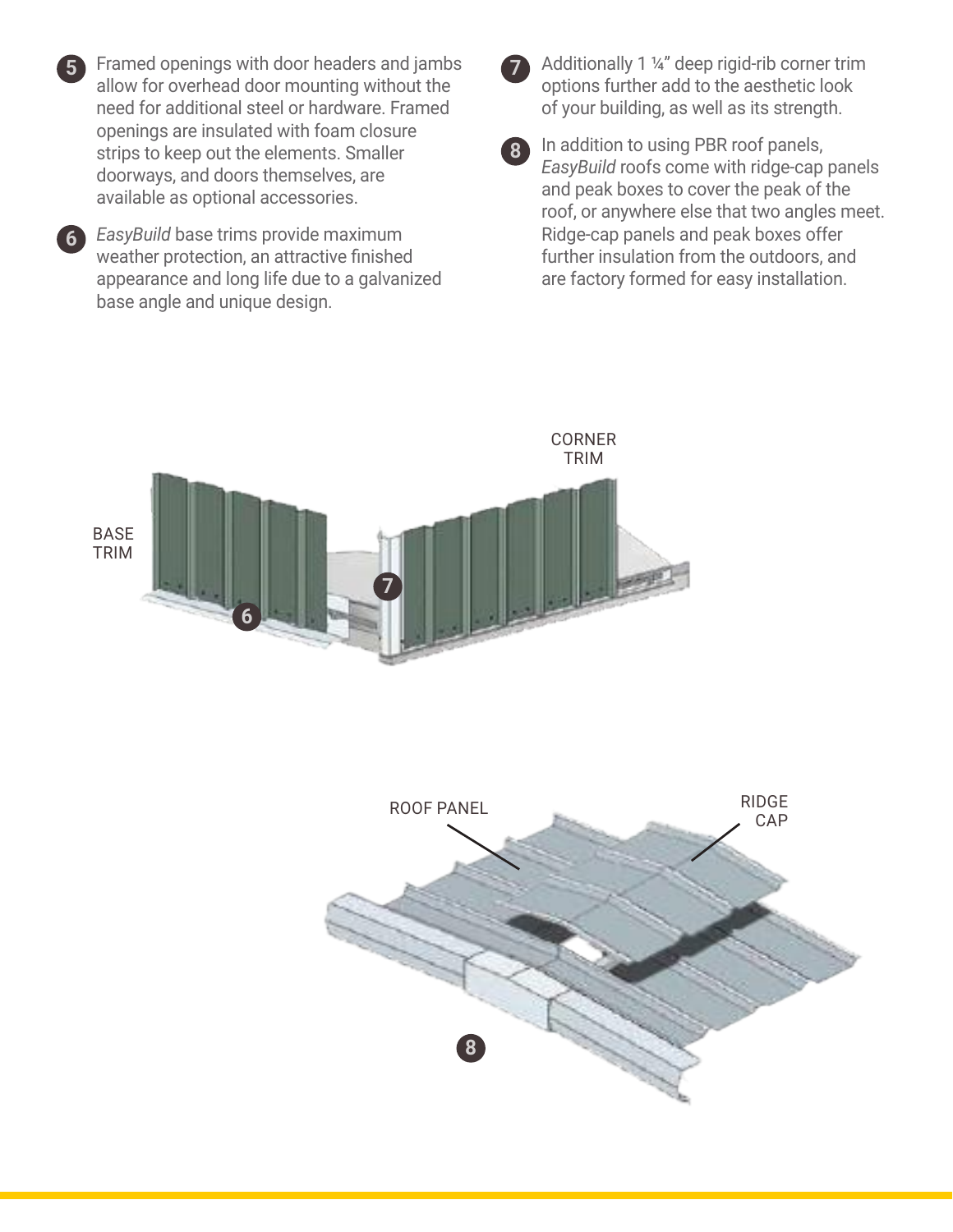5. Framed openings with door headers and jambs allow for overhead door mounting without the need for additional steel or hardware. Framed openings are insulated with foam closure strips to keep out the elements. Smaller doorways, and doors themselves, are available as optional accessories.

6. *EasyBuild* base trims provide maximum weather protection, an attractive finished appearance and long life due to a galvanized base angle and unique design.

7. Additionally 1 ¼" deep rigid-rib corner trim options further add to the aesthetic look of your building, as well as its strength.

8. In addition to using PBR roof panels, *EasyBuild* roofs come with ridge-cap panels and peak boxes to cover the peak of the roof, or anywhere else that two angles meet. Ridge-cap panels and peak boxes offer further insulation from the outdoors, and are factory formed for easy installation.

BASE TRIM 6

CORNER TRIM 7

ROOF PANEL

RIDGE CAP

8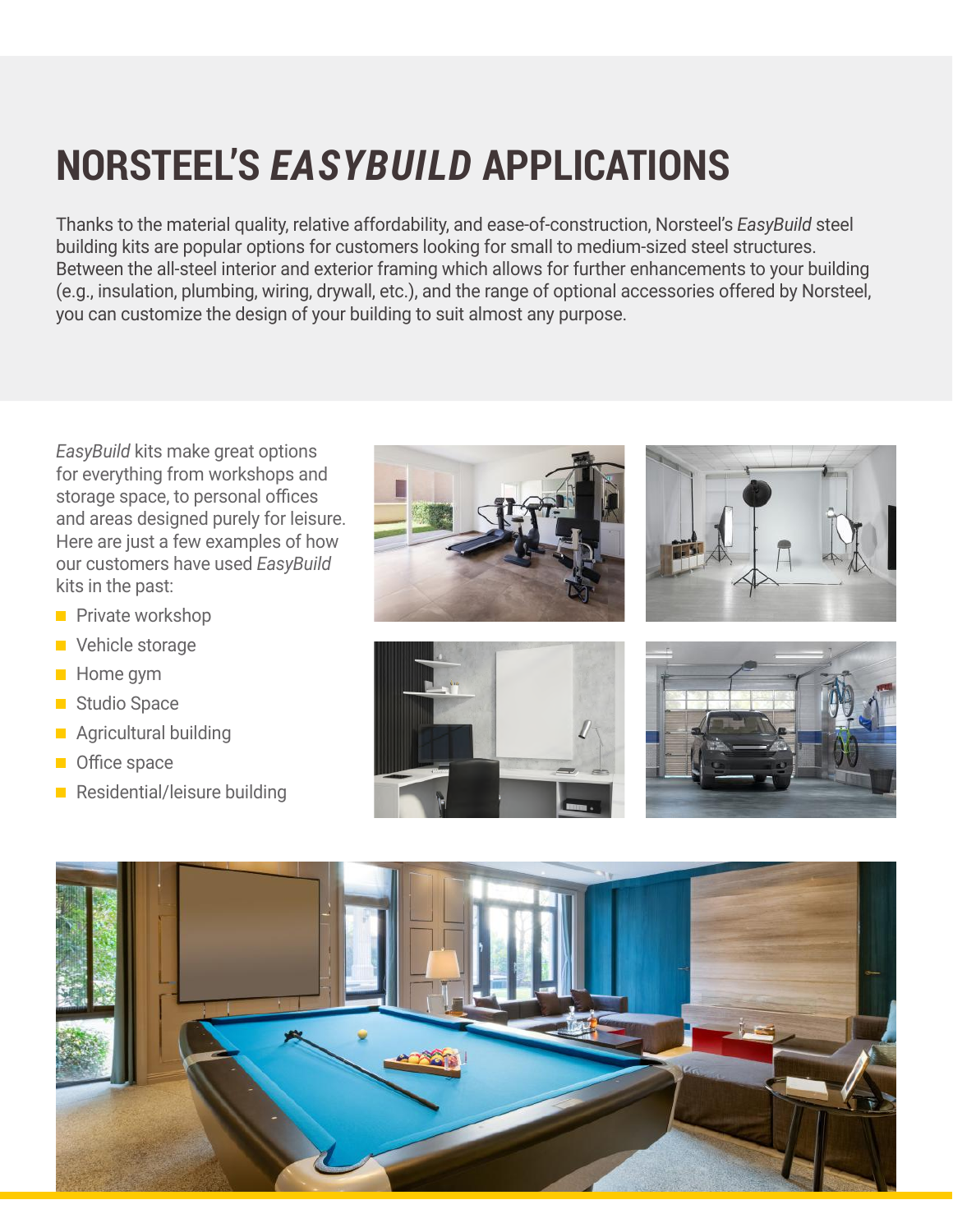# NORSTEEL'S *EASYBUILD* APPLICATIONS

Thanks to the material quality, relative affordability, and ease-of-construction, Norsteel's *EasyBuild* steel building kits are popular options for customers looking for small to medium-sized steel structures. Between the all-steel interior and exterior framing which allows for further enhancements to your building (e.g., insulation, plumbing, wiring, drywall, etc.), and the range of optional accessories offered by Norsteel, you can customize the design of your building to suit almost any purpose.

*EasyBuild* kits make great options for everything from workshops and storage space, to personal offices and areas designed purely for leisure. Here are just a few examples of how our customers have used *EasyBuild* kits in the past:

- Private workshop
- Vehicle storage
- Home gym
- Studio Space
- Agricultural building
- Office space
- Residential/leisure building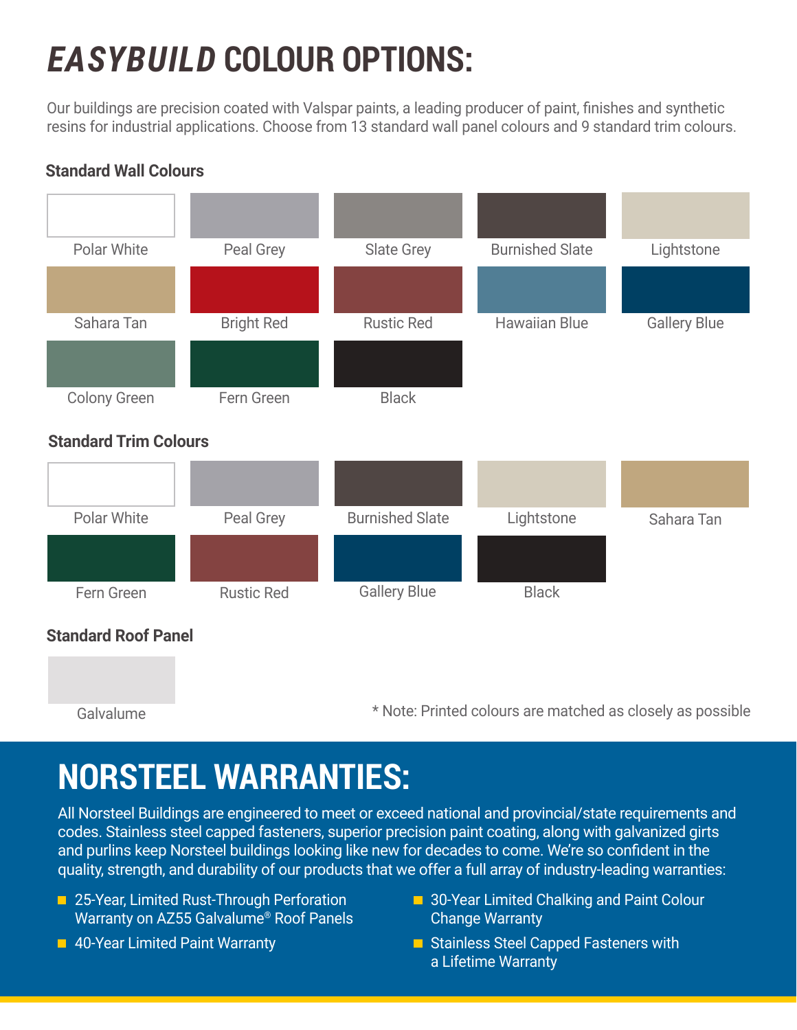# *EASYBUILD* COLOUR OPTIONS:

Our buildings are precision coated with Valspar paints, a leading producer of paint, finishes and synthetic resins for industrial applications. Choose from 13 standard wall panel colours and 9 standard trim colours.

### Standard Wall Colours

Polar White, Peal Grey, Slate Grey, Burnished Slate, Lightstone

Sahara Tan, Bright Red, Rustic Red, Hawaiian Blue, Gallery Blue

Colony Green, Fern Green, Black

### Standard Trim Colours

Polar White, Peal Grey, Burnished Slate, Lightstone, Sahara Tan

Fern Green, Rustic Red, Gallery Blue, Black

### Standard Roof Panel

Galvalume

\* Note: Printed colours are matched as closely as possible

# NORSTEEL WARRANTIES:

All Norsteel Buildings are engineered to meet or exceed national and provincial/state requirements and codes. Stainless steel capped fasteners, superior precision paint coating, along with galvanized girts and purlins keep Norsteel buildings looking like new for decades to come. We're so confident in the quality, strength, and durability of our products that we offer a full array of industry-leading warranties:

- 25-Year, Limited Rust-Through Perforation Warranty on AZ55 Galvalume® Roof Panels
- 40-Year Limited Paint Warranty
- 30-Year Limited Chalking and Paint Colour Change Warranty
- Stainless Steel Capped Fasteners with a Lifetime Warranty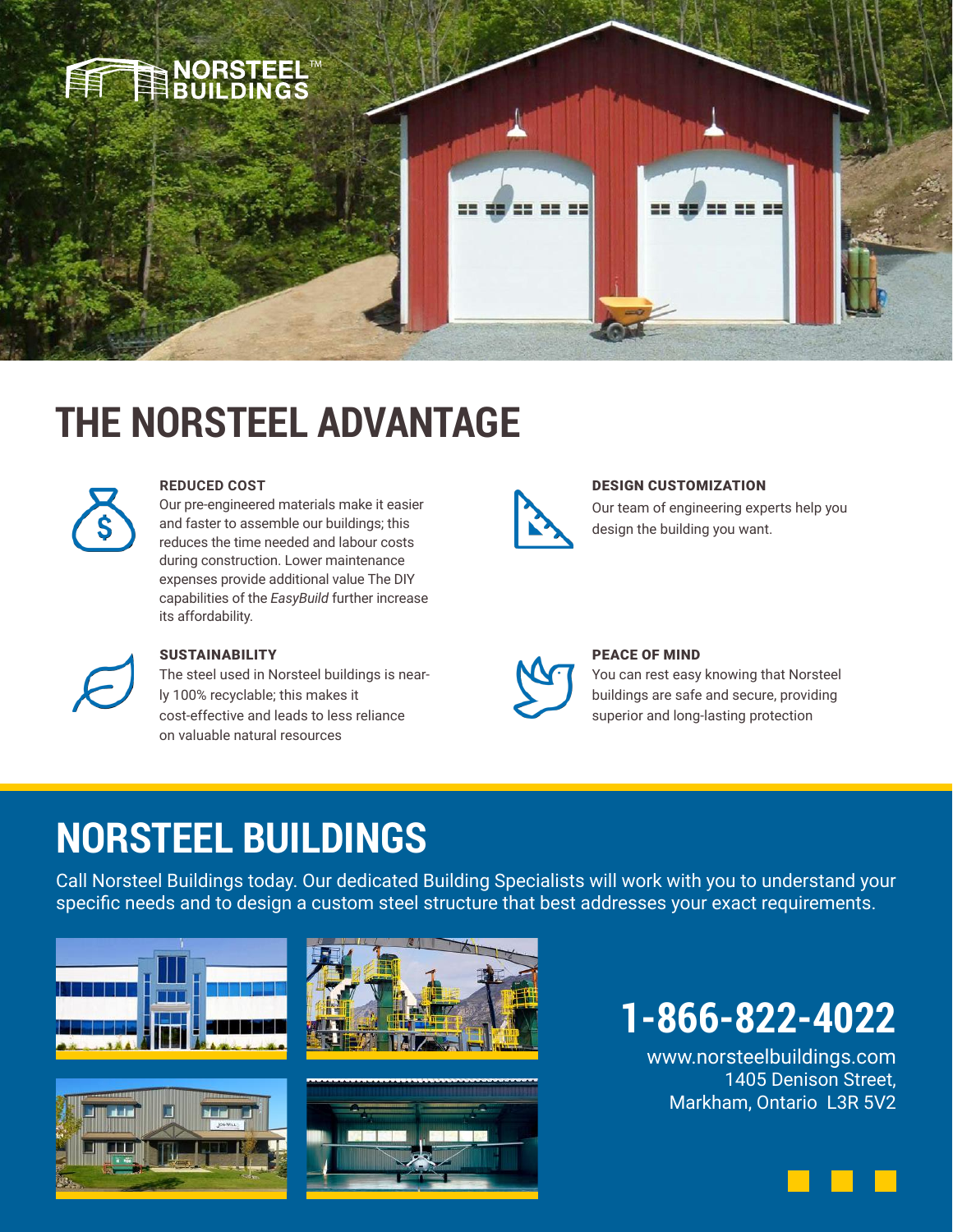# THE NORSTEEL ADVANTAGE

### REDUCED COST

Our pre-engineered materials make it easier and faster to assemble our buildings; this reduces the time needed and labour costs during construction. Lower maintenance expenses provide additional value The DIY capabilities of the *EasyBuild* further increase its affordability.

### DESIGN CUSTOMIZATION

Our team of engineering experts help you design the building you want.

### SUSTAINABILITY

The steel used in Norsteel buildings is nearly 100% recyclable; this makes it cost-effective and leads to less reliance on valuable natural resources

### PEACE OF MIND

You can rest easy knowing that Norsteel buildings are safe and secure, providing superior and long-lasting protection

# NORSTEEL BUILDINGS

Call Norsteel Buildings today. Our dedicated Building Specialists will work with you to understand your specific needs and to design a custom steel structure that best addresses your exact requirements.

**1-866-822-4022**

www.norsteelbuildings.com
1405 Denison Street,
Markham, Ontario L3R 5V2